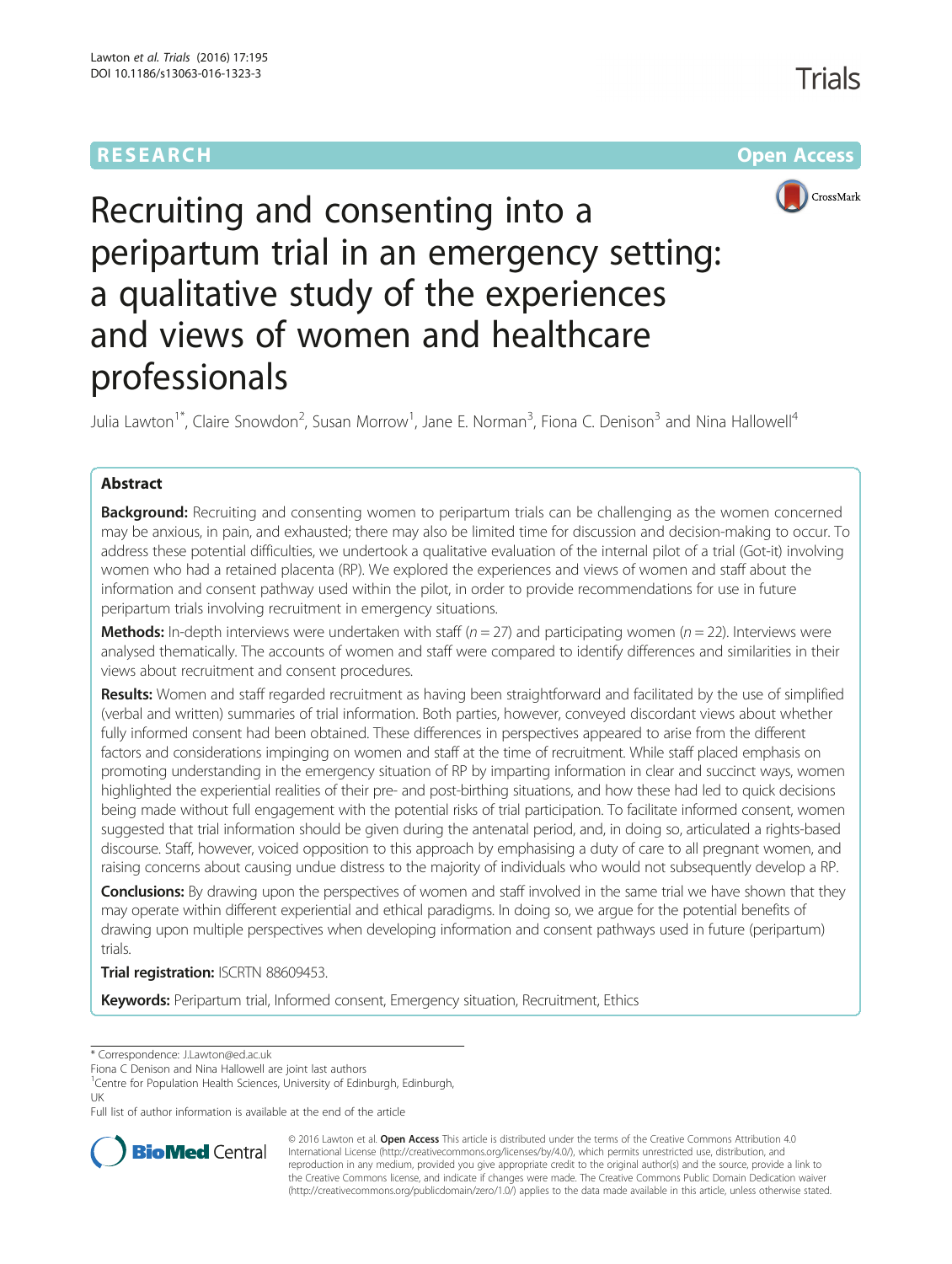RESEARCH

Open Access

# Recruiting and consenting into a peripartum trial in an emergency setting: a qualitative study of the experiences and views of women and healthcare professionals

Julia Lawton[1*], Claire Snowdon[2], Susan Morrow[1], Jane E. Norman[3], Fiona C. Denison[3] and Nina Hallowell[4]

## Abstract

**Background:** Recruiting and consenting women to peripartum trials can be challenging as the women concerned may be anxious, in pain, and exhausted; there may also be limited time for discussion and decision-making to occur. To address these potential difficulties, we undertook a qualitative evaluation of the internal pilot of a trial (Got-it) involving women who had a retained placenta (RP). We explored the experiences and views of women and staff about the information and consent pathway used within the pilot, in order to provide recommendations for use in future peripartum trials involving recruitment in emergency situations.

**Methods:** In-depth interviews were undertaken with staff ($n = 27$) and participating women ($n = 22$). Interviews were analysed thematically. The accounts of women and staff were compared to identify differences and similarities in their views about recruitment and consent procedures.

**Results:** Women and staff regarded recruitment as having been straightforward and facilitated by the use of simplified (verbal and written) summaries of trial information. Both parties, however, conveyed discordant views about whether fully informed consent had been obtained. These differences in perspectives appeared to arise from the different factors and considerations impinging on women and staff at the time of recruitment. While staff placed emphasis on promoting understanding in the emergency situation of RP by imparting information in clear and succinct ways, women highlighted the experiential realities of their pre- and post-birthing situations, and how these had led to quick decisions being made without full engagement with the potential risks of trial participation. To facilitate informed consent, women suggested that trial information should be given during the antenatal period, and, in doing so, articulated a rights-based discourse. Staff, however, voiced opposition to this approach by emphasising a duty of care to all pregnant women, and raising concerns about causing undue distress to the majority of individuals who would not subsequently develop a RP.

**Conclusions:** By drawing upon the perspectives of women and staff involved in the same trial we have shown that they may operate within different experiential and ethical paradigms. In doing so, we argue for the potential benefits of drawing upon multiple perspectives when developing information and consent pathways used in future (peripartum) trials.

**Trial registration:** ISCRTN 88609453.

**Keywords:** Peripartum trial, Informed consent, Emergency situation, Recruitment, Ethics

---

* Correspondence: J.Lawton@ed.ac.uk

Fiona C Denison and Nina Hallowell are joint last authors

[1]Centre for Population Health Sciences, University of Edinburgh, Edinburgh, UK

Full list of author information is available at the end of the article

© 2016 Lawton et al. **Open Access** This article is distributed under the terms of the Creative Commons Attribution 4.0 International License (http://creativecommons.org/licenses/by/4.0/), which permits unrestricted use, distribution, and reproduction in any medium, provided you give appropriate credit to the original author(s) and the source, provide a link to the Creative Commons license, and indicate if changes were made. The Creative Commons Public Domain Dedication waiver (http://creativecommons.org/publicdomain/zero/1.0/) applies to the data made available in this article, unless otherwise stated.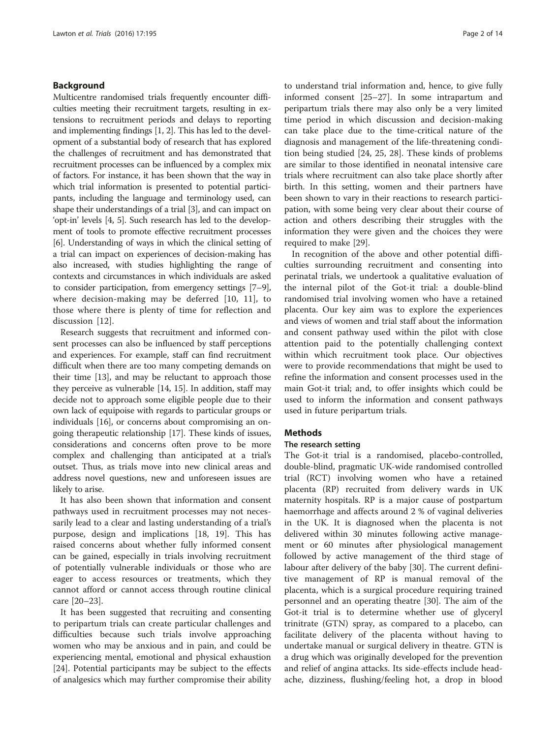## Background

Multicentre randomised trials frequently encounter difficulties meeting their recruitment targets, resulting in extensions to recruitment periods and delays to reporting and implementing findings [1, 2]. This has led to the development of a substantial body of research that has explored the challenges of recruitment and has demonstrated that recruitment processes can be influenced by a complex mix of factors. For instance, it has been shown that the way in which trial information is presented to potential participants, including the language and terminology used, can shape their understandings of a trial [3], and can impact on 'opt-in' levels [4, 5]. Such research has led to the development of tools to promote effective recruitment processes [6]. Understanding of ways in which the clinical setting of a trial can impact on experiences of decision-making has also increased, with studies highlighting the range of contexts and circumstances in which individuals are asked to consider participation, from emergency settings [7–9], where decision-making may be deferred [10, 11], to those where there is plenty of time for reflection and discussion [12].

Research suggests that recruitment and informed consent processes can also be influenced by staff perceptions and experiences. For example, staff can find recruitment difficult when there are too many competing demands on their time [13], and may be reluctant to approach those they perceive as vulnerable [14, 15]. In addition, staff may decide not to approach some eligible people due to their own lack of equipoise with regards to particular groups or individuals [16], or concerns about compromising an ongoing therapeutic relationship [17]. These kinds of issues, considerations and concerns often prove to be more complex and challenging than anticipated at a trial's outset. Thus, as trials move into new clinical areas and address novel questions, new and unforeseen issues are likely to arise.

It has also been shown that information and consent pathways used in recruitment processes may not necessarily lead to a clear and lasting understanding of a trial's purpose, design and implications [18, 19]. This has raised concerns about whether fully informed consent can be gained, especially in trials involving recruitment of potentially vulnerable individuals or those who are eager to access resources or treatments, which they cannot afford or cannot access through routine clinical care [20–23].

It has been suggested that recruiting and consenting to peripartum trials can create particular challenges and difficulties because such trials involve approaching women who may be anxious and in pain, and could be experiencing mental, emotional and physical exhaustion [24]. Potential participants may be subject to the effects of analgesics which may further compromise their ability to understand trial information and, hence, to give fully informed consent [25–27]. In some intrapartum and peripartum trials there may also only be a very limited time period in which discussion and decision-making can take place due to the time-critical nature of the diagnosis and management of the life-threatening condition being studied [24, 25, 28]. These kinds of problems are similar to those identified in neonatal intensive care trials where recruitment can also take place shortly after birth. In this setting, women and their partners have been shown to vary in their reactions to research participation, with some being very clear about their course of action and others describing their struggles with the information they were given and the choices they were required to make [29].

In recognition of the above and other potential difficulties surrounding recruitment and consenting into perinatal trials, we undertook a qualitative evaluation of the internal pilot of the Got-it trial: a double-blind randomised trial involving women who have a retained placenta. Our key aim was to explore the experiences and views of women and trial staff about the information and consent pathway used within the pilot with close attention paid to the potentially challenging context within which recruitment took place. Our objectives were to provide recommendations that might be used to refine the information and consent processes used in the main Got-it trial; and, to offer insights which could be used to inform the information and consent pathways used in future peripartum trials.

## Methods

### The research setting

The Got-it trial is a randomised, placebo-controlled, double-blind, pragmatic UK-wide randomised controlled trial (RCT) involving women who have a retained placenta (RP) recruited from delivery wards in UK maternity hospitals. RP is a major cause of postpartum haemorrhage and affects around 2 % of vaginal deliveries in the UK. It is diagnosed when the placenta is not delivered within 30 minutes following active management or 60 minutes after physiological management followed by active management of the third stage of labour after delivery of the baby [30]. The current definitive management of RP is manual removal of the placenta, which is a surgical procedure requiring trained personnel and an operating theatre [30]. The aim of the Got-it trial is to determine whether use of glyceryl trinitrate (GTN) spray, as compared to a placebo, can facilitate delivery of the placenta without having to undertake manual or surgical delivery in theatre. GTN is a drug which was originally developed for the prevention and relief of angina attacks. Its side-effects include headache, dizziness, flushing/feeling hot, a drop in blood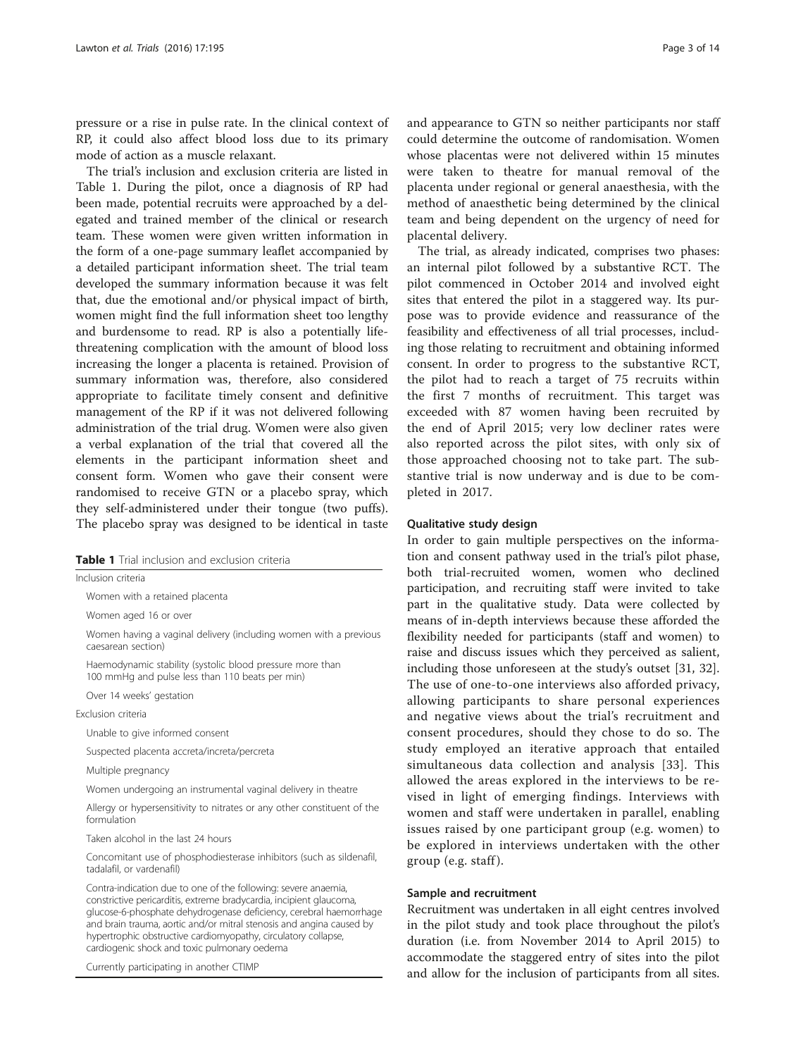pressure or a rise in pulse rate. In the clinical context of RP, it could also affect blood loss due to its primary mode of action as a muscle relaxant.

The trial's inclusion and exclusion criteria are listed in Table 1. During the pilot, once a diagnosis of RP had been made, potential recruits were approached by a delegated and trained member of the clinical or research team. These women were given written information in the form of a one-page summary leaflet accompanied by a detailed participant information sheet. The trial team developed the summary information because it was felt that, due the emotional and/or physical impact of birth, women might find the full information sheet too lengthy and burdensome to read. RP is also a potentially life-threatening complication with the amount of blood loss increasing the longer a placenta is retained. Provision of summary information was, therefore, also considered appropriate to facilitate timely consent and definitive management of the RP if it was not delivered following administration of the trial drug. Women were also given a verbal explanation of the trial that covered all the elements in the participant information sheet and consent form. Women who gave their consent were randomised to receive GTN or a placebo spray, which they self-administered under their tongue (two puffs). The placebo spray was designed to be identical in taste and appearance to GTN so neither participants nor staff could determine the outcome of randomisation. Women whose placentas were not delivered within 15 minutes were taken to theatre for manual removal of the placenta under regional or general anaesthesia, with the method of anaesthetic being determined by the clinical team and being dependent on the urgency of need for placental delivery.

**Table 1** Trial inclusion and exclusion criteria

| |
|---|
| Inclusion criteria |
| Women with a retained placenta |
| Women aged 16 or over |
| Women having a vaginal delivery (including women with a previous caesarean section) |
| Haemodynamic stability (systolic blood pressure more than 100 mmHg and pulse less than 110 beats per min) |
| Over 14 weeks' gestation |
| Exclusion criteria |
| Unable to give informed consent |
| Suspected placenta accreta/increta/percreta |
| Multiple pregnancy |
| Women undergoing an instrumental vaginal delivery in theatre |
| Allergy or hypersensitivity to nitrates or any other constituent of the formulation |
| Taken alcohol in the last 24 hours |
| Concomitant use of phosphodiesterase inhibitors (such as sildenafil, tadalafil, or vardenafil) |
| Contra-indication due to one of the following: severe anaemia, constrictive pericarditis, extreme bradycardia, incipient glaucoma, glucose-6-phosphate dehydrogenase deficiency, cerebral haemorrhage and brain trauma, aortic and/or mitral stenosis and angina caused by hypertrophic obstructive cardiomyopathy, circulatory collapse, cardiogenic shock and toxic pulmonary oedema |
| Currently participating in another CTIMP |

The trial, as already indicated, comprises two phases: an internal pilot followed by a substantive RCT. The pilot commenced in October 2014 and involved eight sites that entered the pilot in a staggered way. Its purpose was to provide evidence and reassurance of the feasibility and effectiveness of all trial processes, including those relating to recruitment and obtaining informed consent. In order to progress to the substantive RCT, the pilot had to reach a target of 75 recruits within the first 7 months of recruitment. This target was exceeded with 87 women having been recruited by the end of April 2015; very low decliner rates were also reported across the pilot sites, with only six of those approached choosing not to take part. The substantive trial is now underway and is due to be completed in 2017.

#### Qualitative study design

In order to gain multiple perspectives on the information and consent pathway used in the trial's pilot phase, both trial-recruited women, women who declined participation, and recruiting staff were invited to take part in the qualitative study. Data were collected by means of in-depth interviews because these afforded the flexibility needed for participants (staff and women) to raise and discuss issues which they perceived as salient, including those unforeseen at the study's outset [31, 32]. The use of one-to-one interviews also afforded privacy, allowing participants to share personal experiences and negative views about the trial's recruitment and consent procedures, should they chose to do so. The study employed an iterative approach that entailed simultaneous data collection and analysis [33]. This allowed the areas explored in the interviews to be revised in light of emerging findings. Interviews with women and staff were undertaken in parallel, enabling issues raised by one participant group (e.g. women) to be explored in interviews undertaken with the other group (e.g. staff).

#### Sample and recruitment

Recruitment was undertaken in all eight centres involved in the pilot study and took place throughout the pilot's duration (i.e. from November 2014 to April 2015) to accommodate the staggered entry of sites into the pilot and allow for the inclusion of participants from all sites.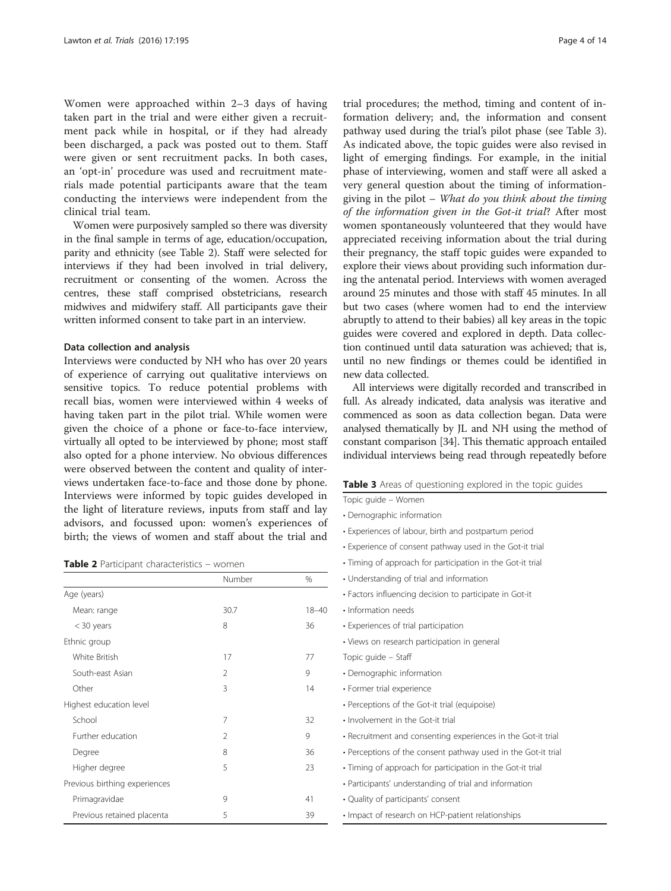Women were approached within 2–3 days of having taken part in the trial and were either given a recruitment pack while in hospital, or if they had already been discharged, a pack was posted out to them. Staff were given or sent recruitment packs. In both cases, an 'opt-in' procedure was used and recruitment materials made potential participants aware that the team conducting the interviews were independent from the clinical trial team.

Women were purposively sampled so there was diversity in the final sample in terms of age, education/occupation, parity and ethnicity (see Table 2). Staff were selected for interviews if they had been involved in trial delivery, recruitment or consenting of the women. Across the centres, these staff comprised obstetricians, research midwives and midwifery staff. All participants gave their written informed consent to take part in an interview.

### Data collection and analysis

Interviews were conducted by NH who has over 20 years of experience of carrying out qualitative interviews on sensitive topics. To reduce potential problems with recall bias, women were interviewed within 4 weeks of having taken part in the pilot trial. While women were given the choice of a phone or face-to-face interview, virtually all opted to be interviewed by phone; most staff also opted for a phone interview. No obvious differences were observed between the content and quality of interviews undertaken face-to-face and those done by phone. Interviews were informed by topic guides developed in the light of literature reviews, inputs from staff and lay advisors, and focussed upon: women's experiences of birth; the views of women and staff about the trial and trial procedures; the method, timing and content of information delivery; and, the information and consent pathway used during the trial's pilot phase (see Table 3). As indicated above, the topic guides were also revised in light of emerging findings. For example, in the initial phase of interviewing, women and staff were all asked a very general question about the timing of information-giving in the pilot – *What do you think about the timing of the information given in the Got-it trial*? After most women spontaneously volunteered that they would have appreciated receiving information about the trial during their pregnancy, the staff topic guides were expanded to explore their views about providing such information during the antenatal period. Interviews with women averaged around 25 minutes and those with staff 45 minutes. In all but two cases (where women had to end the interview abruptly to attend to their babies) all key areas in the topic guides were covered and explored in depth. Data collection continued until data saturation was achieved; that is, until no new findings or themes could be identified in new data collected.

All interviews were digitally recorded and transcribed in full. As already indicated, data analysis was iterative and commenced as soon as data collection began. Data were analysed thematically by JL and NH using the method of constant comparison [34]. This thematic approach entailed individual interviews being read through repeatedly before

**Table 2** Participant characteristics – women

| | Number | % |
|---|---|---|
| Age (years) | | |
| Mean: range | 30.7 | 18–40 |
| < 30 years | 8 | 36 |
| Ethnic group | | |
| White British | 17 | 77 |
| South-east Asian | 2 | 9 |
| Other | 3 | 14 |
| Highest education level | | |
| School | 7 | 32 |
| Further education | 2 | 9 |
| Degree | 8 | 36 |
| Higher degree | 5 | 23 |
| Previous birthing experiences | | |
| Primagravidae | 9 | 41 |
| Previous retained placenta | 5 | 39 |

**Table 3** Areas of questioning explored in the topic guides

| |
|---|
| Topic guide – Women |
| • Demographic information |
| • Experiences of labour, birth and postpartum period |
| • Experience of consent pathway used in the Got-it trial |
| • Timing of approach for participation in the Got-it trial |
| • Understanding of trial and information |
| • Factors influencing decision to participate in Got-it |
| • Information needs |
| • Experiences of trial participation |
| • Views on research participation in general |
| Topic guide – Staff |
| • Demographic information |
| • Former trial experience |
| • Perceptions of the Got-it trial (equipoise) |
| • Involvement in the Got-it trial |
| • Recruitment and consenting experiences in the Got-it trial |
| • Perceptions of the consent pathway used in the Got-it trial |
| • Timing of approach for participation in the Got-it trial |
| • Participants' understanding of trial and information |
| • Quality of participants' consent |
| • Impact of research on HCP-patient relationships |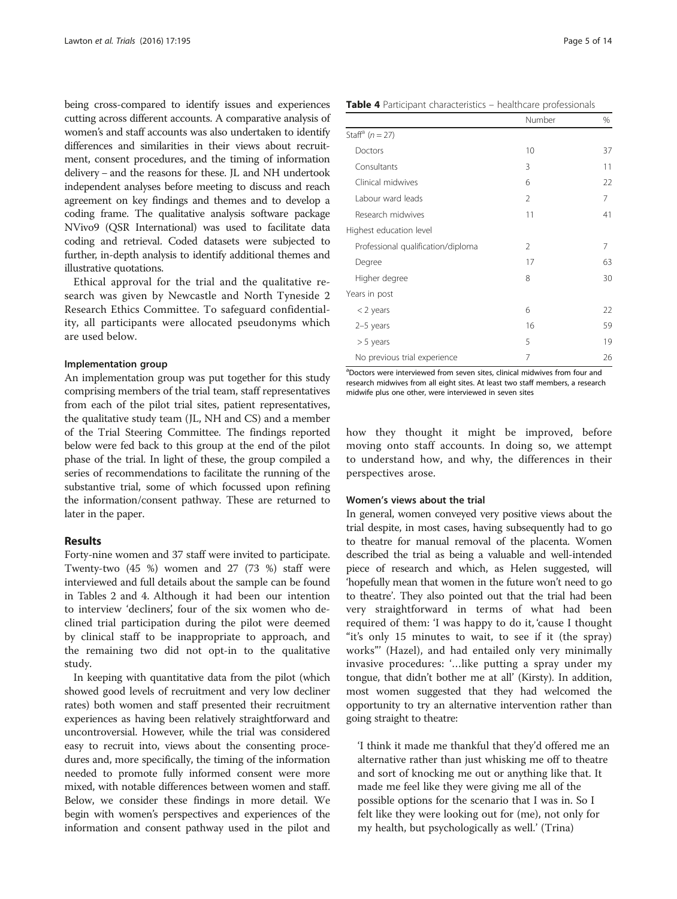being cross-compared to identify issues and experiences cutting across different accounts. A comparative analysis of women's and staff accounts was also undertaken to identify differences and similarities in their views about recruitment, consent procedures, and the timing of information delivery – and the reasons for these. JL and NH undertook independent analyses before meeting to discuss and reach agreement on key findings and themes and to develop a coding frame. The qualitative analysis software package NVivo9 (QSR International) was used to facilitate data coding and retrieval. Coded datasets were subjected to further, in-depth analysis to identify additional themes and illustrative quotations.

Ethical approval for the trial and the qualitative research was given by Newcastle and North Tyneside 2 Research Ethics Committee. To safeguard confidentiality, all participants were allocated pseudonyms which are used below.

### Implementation group

An implementation group was put together for this study comprising members of the trial team, staff representatives from each of the pilot trial sites, patient representatives, the qualitative study team (JL, NH and CS) and a member of the Trial Steering Committee. The findings reported below were fed back to this group at the end of the pilot phase of the trial. In light of these, the group compiled a series of recommendations to facilitate the running of the substantive trial, some of which focussed upon refining the information/consent pathway. These are returned to later in the paper.

## Results

Forty-nine women and 37 staff were invited to participate. Twenty-two (45 %) women and 27 (73 %) staff were interviewed and full details about the sample can be found in Tables 2 and 4. Although it had been our intention to interview 'decliners', four of the six women who declined trial participation during the pilot were deemed by clinical staff to be inappropriate to approach, and the remaining two did not opt-in to the qualitative study.

In keeping with quantitative data from the pilot (which showed good levels of recruitment and very low decliner rates) both women and staff presented their recruitment experiences as having been relatively straightforward and uncontroversial. However, while the trial was considered easy to recruit into, views about the consenting procedures and, more specifically, the timing of the information needed to promote fully informed consent were more mixed, with notable differences between women and staff. Below, we consider these findings in more detail. We begin with women's perspectives and experiences of the information and consent pathway used in the pilot and how they thought it might be improved, before moving onto staff accounts. In doing so, we attempt to understand how, and why, the differences in their perspectives arose.

**Table 4** Participant characteristics – healthcare professionals

| | Number | % |
|---|---|---|
| Staff[a] ($n = 27$) | | |
| Doctors | 10 | 37 |
| Consultants | 3 | 11 |
| Clinical midwives | 6 | 22 |
| Labour ward leads | 2 | 7 |
| Research midwives | 11 | 41 |
| Highest education level | | |
| Professional qualification/diploma | 2 | 7 |
| Degree | 17 | 63 |
| Higher degree | 8 | 30 |
| Years in post | | |
| < 2 years | 6 | 22 |
| 2–5 years | 16 | 59 |
| > 5 years | 5 | 19 |
| No previous trial experience | 7 | 26 |

[a]Doctors were interviewed from seven sites, clinical midwives from four and research midwives from all eight sites. At least two staff members, a research midwife plus one other, were interviewed in seven sites

### Women's views about the trial

In general, women conveyed very positive views about the trial despite, in most cases, having subsequently had to go to theatre for manual removal of the placenta. Women described the trial as being a valuable and well-intended piece of research and which, as Helen suggested, will 'hopefully mean that women in the future won't need to go to theatre'. They also pointed out that the trial had been very straightforward in terms of what had been required of them: 'I was happy to do it, 'cause I thought "it's only 15 minutes to wait, to see if it (the spray) works"' (Hazel), and had entailed only very minimally invasive procedures: '…like putting a spray under my tongue, that didn't bother me at all' (Kirsty). In addition, most women suggested that they had welcomed the opportunity to try an alternative intervention rather than going straight to theatre:

> 'I think it made me thankful that they'd offered me an alternative rather than just whisking me off to theatre and sort of knocking me out or anything like that. It made me feel like they were giving me all of the possible options for the scenario that I was in. So I felt like they were looking out for (me), not only for my health, but psychologically as well.' (Trina)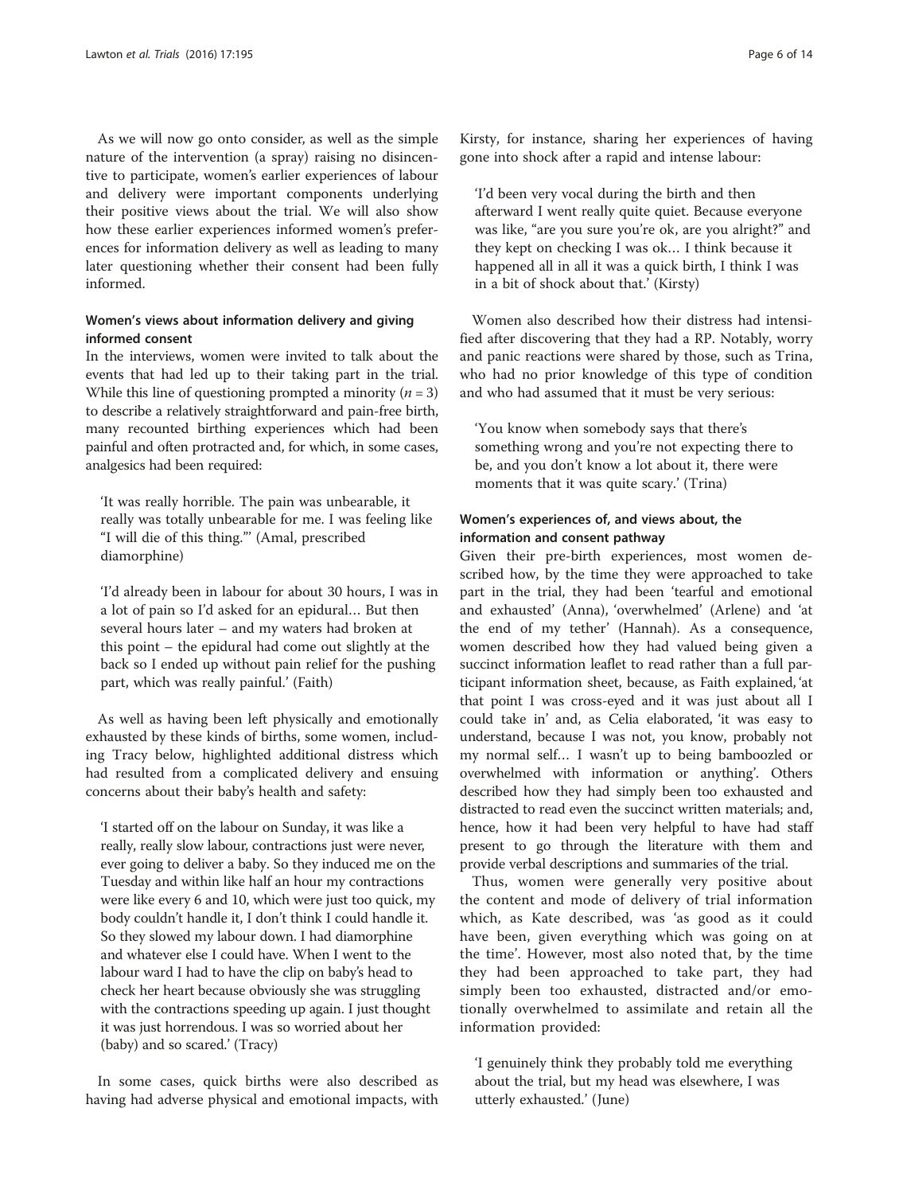As we will now go onto consider, as well as the simple nature of the intervention (a spray) raising no disincentive to participate, women's earlier experiences of labour and delivery were important components underlying their positive views about the trial. We will also show how these earlier experiences informed women's preferences for information delivery as well as leading to many later questioning whether their consent had been fully informed.

### Women's views about information delivery and giving informed consent

In the interviews, women were invited to talk about the events that had led up to their taking part in the trial. While this line of questioning prompted a minority ($n = 3$) to describe a relatively straightforward and pain-free birth, many recounted birthing experiences which had been painful and often protracted and, for which, in some cases, analgesics had been required:

> 'It was really horrible. The pain was unbearable, it really was totally unbearable for me. I was feeling like "I will die of this thing."' (Amal, prescribed diamorphine)

> 'I'd already been in labour for about 30 hours, I was in a lot of pain so I'd asked for an epidural… But then several hours later – and my waters had broken at this point – the epidural had come out slightly at the back so I ended up without pain relief for the pushing part, which was really painful.' (Faith)

As well as having been left physically and emotionally exhausted by these kinds of births, some women, including Tracy below, highlighted additional distress which had resulted from a complicated delivery and ensuing concerns about their baby's health and safety:

> 'I started off on the labour on Sunday, it was like a really, really slow labour, contractions just were never, ever going to deliver a baby. So they induced me on the Tuesday and within like half an hour my contractions were like every 6 and 10, which were just too quick, my body couldn't handle it, I don't think I could handle it. So they slowed my labour down. I had diamorphine and whatever else I could have. When I went to the labour ward I had to have the clip on baby's head to check her heart because obviously she was struggling with the contractions speeding up again. I just thought it was just horrendous. I was so worried about her (baby) and so scared.' (Tracy)

In some cases, quick births were also described as having had adverse physical and emotional impacts, with Kirsty, for instance, sharing her experiences of having gone into shock after a rapid and intense labour:

> 'I'd been very vocal during the birth and then afterward I went really quite quiet. Because everyone was like, "are you sure you're ok, are you alright?" and they kept on checking I was ok… I think because it happened all in all it was a quick birth, I think I was in a bit of shock about that.' (Kirsty)

Women also described how their distress had intensified after discovering that they had a RP. Notably, worry and panic reactions were shared by those, such as Trina, who had no prior knowledge of this type of condition and who had assumed that it must be very serious:

> 'You know when somebody says that there's something wrong and you're not expecting there to be, and you don't know a lot about it, there were moments that it was quite scary.' (Trina)

### Women's experiences of, and views about, the information and consent pathway

Given their pre-birth experiences, most women described how, by the time they were approached to take part in the trial, they had been 'tearful and emotional and exhausted' (Anna), 'overwhelmed' (Arlene) and 'at the end of my tether' (Hannah). As a consequence, women described how they had valued being given a succinct information leaflet to read rather than a full participant information sheet, because, as Faith explained, 'at that point I was cross-eyed and it was just about all I could take in' and, as Celia elaborated, 'it was easy to understand, because I was not, you know, probably not my normal self… I wasn't up to being bamboozled or overwhelmed with information or anything'. Others described how they had simply been too exhausted and distracted to read even the succinct written materials; and, hence, how it had been very helpful to have had staff present to go through the literature with them and provide verbal descriptions and summaries of the trial.

Thus, women were generally very positive about the content and mode of delivery of trial information which, as Kate described, was 'as good as it could have been, given everything which was going on at the time'. However, most also noted that, by the time they had been approached to take part, they had simply been too exhausted, distracted and/or emotionally overwhelmed to assimilate and retain all the information provided:

> 'I genuinely think they probably told me everything about the trial, but my head was elsewhere, I was utterly exhausted.' (June)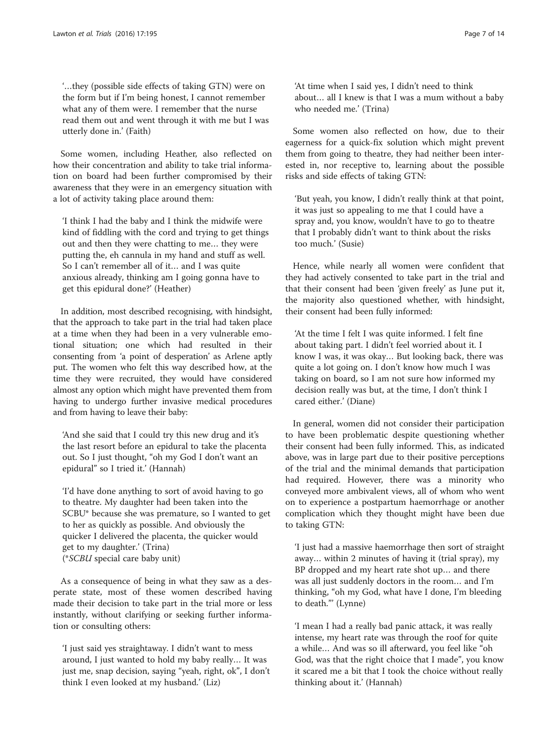'…they (possible side effects of taking GTN) were on the form but if I'm being honest, I cannot remember what any of them were. I remember that the nurse read them out and went through it with me but I was utterly done in.' (Faith)

Some women, including Heather, also reflected on how their concentration and ability to take trial information on board had been further compromised by their awareness that they were in an emergency situation with a lot of activity taking place around them:

> 'I think I had the baby and I think the midwife were kind of fiddling with the cord and trying to get things out and then they were chatting to me… they were putting the, eh cannula in my hand and stuff as well. So I can't remember all of it… and I was quite anxious already, thinking am I going gonna have to get this epidural done?' (Heather)

In addition, most described recognising, with hindsight, that the approach to take part in the trial had taken place at a time when they had been in a very vulnerable emotional situation; one which had resulted in their consenting from 'a point of desperation' as Arlene aptly put. The women who felt this way described how, at the time they were recruited, they would have considered almost any option which might have prevented them from having to undergo further invasive medical procedures and from having to leave their baby:

> 'And she said that I could try this new drug and it's the last resort before an epidural to take the placenta out. So I just thought, "oh my God I don't want an epidural" so I tried it.' (Hannah)

> 'I'd have done anything to sort of avoid having to go to theatre. My daughter had been taken into the SCBU* because she was premature, so I wanted to get to her as quickly as possible. And obviously the quicker I delivered the placenta, the quicker would get to my daughter.' (Trina)
> (**SCBU* special care baby unit)

As a consequence of being in what they saw as a desperate state, most of these women described having made their decision to take part in the trial more or less instantly, without clarifying or seeking further information or consulting others:

> 'I just said yes straightaway. I didn't want to mess around, I just wanted to hold my baby really… It was just me, snap decision, saying "yeah, right, ok", I don't think I even looked at my husband.' (Liz)

> 'At time when I said yes, I didn't need to think about… all I knew is that I was a mum without a baby who needed me.' (Trina)

Some women also reflected on how, due to their eagerness for a quick-fix solution which might prevent them from going to theatre, they had neither been interested in, nor receptive to, learning about the possible risks and side effects of taking GTN:

> 'But yeah, you know, I didn't really think at that point, it was just so appealing to me that I could have a spray and, you know, wouldn't have to go to theatre that I probably didn't want to think about the risks too much.' (Susie)

Hence, while nearly all women were confident that they had actively consented to take part in the trial and that their consent had been 'given freely' as June put it, the majority also questioned whether, with hindsight, their consent had been fully informed:

> 'At the time I felt I was quite informed. I felt fine about taking part. I didn't feel worried about it. I know I was, it was okay… But looking back, there was quite a lot going on. I don't know how much I was taking on board, so I am not sure how informed my decision really was but, at the time, I don't think I cared either.' (Diane)

In general, women did not consider their participation to have been problematic despite questioning whether their consent had been fully informed. This, as indicated above, was in large part due to their positive perceptions of the trial and the minimal demands that participation had required. However, there was a minority who conveyed more ambivalent views, all of whom who went on to experience a postpartum haemorrhage or another complication which they thought might have been due to taking GTN:

> 'I just had a massive haemorrhage then sort of straight away… within 2 minutes of having it (trial spray), my BP dropped and my heart rate shot up… and there was all just suddenly doctors in the room… and I'm thinking, "oh my God, what have I done, I'm bleeding to death."' (Lynne)

> 'I mean I had a really bad panic attack, it was really intense, my heart rate was through the roof for quite a while… And was so ill afterward, you feel like "oh God, was that the right choice that I made", you know it scared me a bit that I took the choice without really thinking about it.' (Hannah)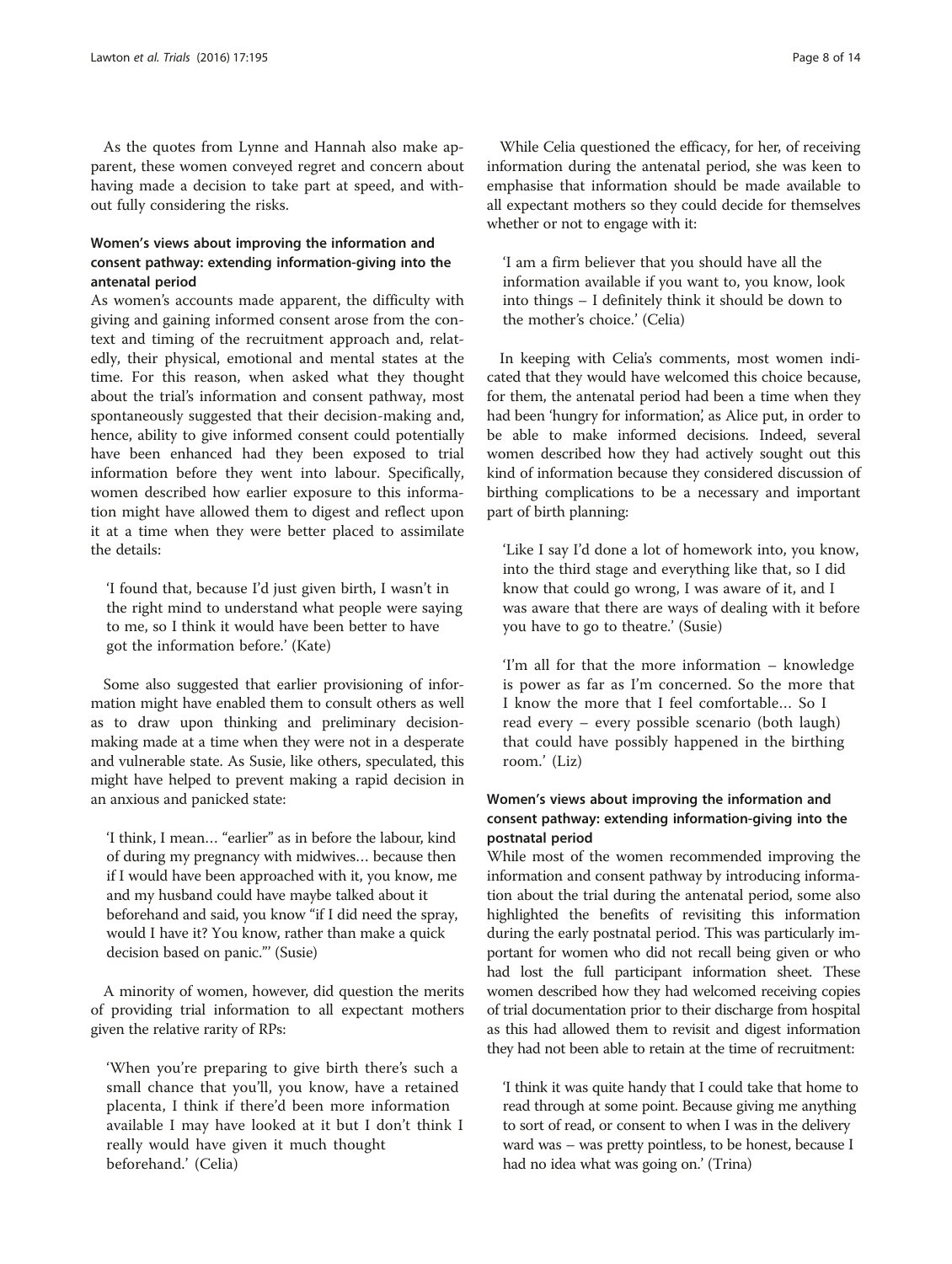As the quotes from Lynne and Hannah also make apparent, these women conveyed regret and concern about having made a decision to take part at speed, and without fully considering the risks.

### Women's views about improving the information and consent pathway: extending information-giving into the antenatal period

As women's accounts made apparent, the difficulty with giving and gaining informed consent arose from the context and timing of the recruitment approach and, relatedly, their physical, emotional and mental states at the time. For this reason, when asked what they thought about the trial's information and consent pathway, most spontaneously suggested that their decision-making and, hence, ability to give informed consent could potentially have been enhanced had they been exposed to trial information before they went into labour. Specifically, women described how earlier exposure to this information might have allowed them to digest and reflect upon it at a time when they were better placed to assimilate the details:

> 'I found that, because I'd just given birth, I wasn't in the right mind to understand what people were saying to me, so I think it would have been better to have got the information before.' (Kate)

Some also suggested that earlier provisioning of information might have enabled them to consult others as well as to draw upon thinking and preliminary decision-making made at a time when they were not in a desperate and vulnerable state. As Susie, like others, speculated, this might have helped to prevent making a rapid decision in an anxious and panicked state:

> 'I think, I mean… "earlier" as in before the labour, kind of during my pregnancy with midwives… because then if I would have been approached with it, you know, me and my husband could have maybe talked about it beforehand and said, you know "if I did need the spray, would I have it? You know, rather than make a quick decision based on panic."' (Susie)

A minority of women, however, did question the merits of providing trial information to all expectant mothers given the relative rarity of RPs:

> 'When you're preparing to give birth there's such a small chance that you'll, you know, have a retained placenta, I think if there'd been more information available I may have looked at it but I don't think I really would have given it much thought beforehand.' (Celia)

While Celia questioned the efficacy, for her, of receiving information during the antenatal period, she was keen to emphasise that information should be made available to all expectant mothers so they could decide for themselves whether or not to engage with it:

> 'I am a firm believer that you should have all the information available if you want to, you know, look into things – I definitely think it should be down to the mother's choice.' (Celia)

In keeping with Celia's comments, most women indicated that they would have welcomed this choice because, for them, the antenatal period had been a time when they had been 'hungry for information', as Alice put, in order to be able to make informed decisions. Indeed, several women described how they had actively sought out this kind of information because they considered discussion of birthing complications to be a necessary and important part of birth planning:

> 'Like I say I'd done a lot of homework into, you know, into the third stage and everything like that, so I did know that could go wrong, I was aware of it, and I was aware that there are ways of dealing with it before you have to go to theatre.' (Susie)

> 'I'm all for that the more information – knowledge is power as far as I'm concerned. So the more that I know the more that I feel comfortable… So I read every – every possible scenario (both laugh) that could have possibly happened in the birthing room.' (Liz)

### Women's views about improving the information and consent pathway: extending information-giving into the postnatal period

While most of the women recommended improving the information and consent pathway by introducing information about the trial during the antenatal period, some also highlighted the benefits of revisiting this information during the early postnatal period. This was particularly important for women who did not recall being given or who had lost the full participant information sheet. These women described how they had welcomed receiving copies of trial documentation prior to their discharge from hospital as this had allowed them to revisit and digest information they had not been able to retain at the time of recruitment:

> 'I think it was quite handy that I could take that home to read through at some point. Because giving me anything to sort of read, or consent to when I was in the delivery ward was – was pretty pointless, to be honest, because I had no idea what was going on.' (Trina)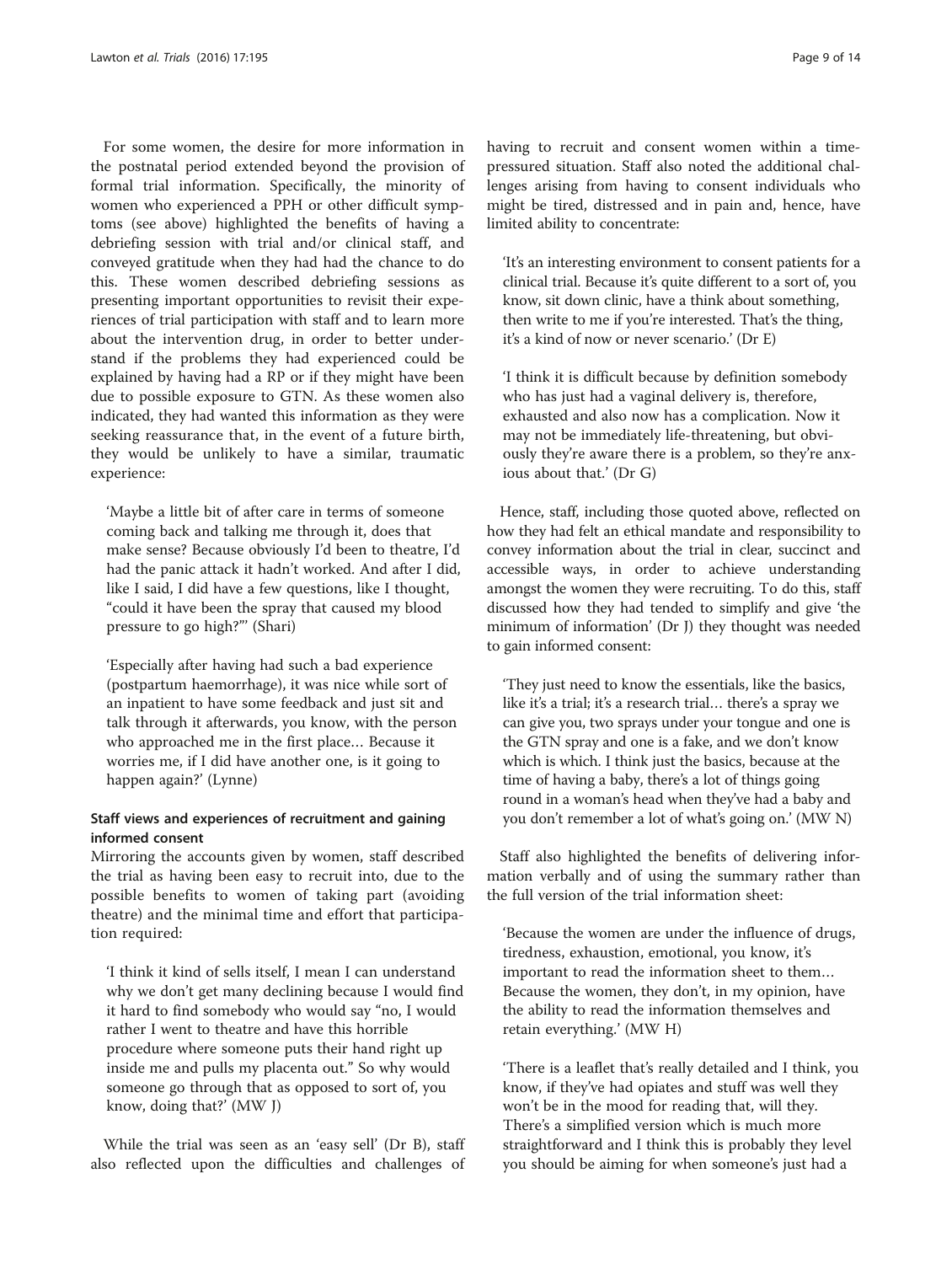For some women, the desire for more information in the postnatal period extended beyond the provision of formal trial information. Specifically, the minority of women who experienced a PPH or other difficult symptoms (see above) highlighted the benefits of having a debriefing session with trial and/or clinical staff, and conveyed gratitude when they had had the chance to do this. These women described debriefing sessions as presenting important opportunities to revisit their experiences of trial participation with staff and to learn more about the intervention drug, in order to better understand if the problems they had experienced could be explained by having had a RP or if they might have been due to possible exposure to GTN. As these women also indicated, they had wanted this information as they were seeking reassurance that, in the event of a future birth, they would be unlikely to have a similar, traumatic experience:

> 'Maybe a little bit of after care in terms of someone coming back and talking me through it, does that make sense? Because obviously I'd been to theatre, I'd had the panic attack it hadn't worked. And after I did, like I said, I did have a few questions, like I thought, "could it have been the spray that caused my blood pressure to go high?"' (Shari)

> 'Especially after having had such a bad experience (postpartum haemorrhage), it was nice while sort of an inpatient to have some feedback and just sit and talk through it afterwards, you know, with the person who approached me in the first place… Because it worries me, if I did have another one, is it going to happen again?' (Lynne)

### Staff views and experiences of recruitment and gaining informed consent

Mirroring the accounts given by women, staff described the trial as having been easy to recruit into, due to the possible benefits to women of taking part (avoiding theatre) and the minimal time and effort that participation required:

> 'I think it kind of sells itself, I mean I can understand why we don't get many declining because I would find it hard to find somebody who would say "no, I would rather I went to theatre and have this horrible procedure where someone puts their hand right up inside me and pulls my placenta out." So why would someone go through that as opposed to sort of, you know, doing that?' (MW J)

While the trial was seen as an 'easy sell' (Dr B), staff also reflected upon the difficulties and challenges of having to recruit and consent women within a time-pressured situation. Staff also noted the additional challenges arising from having to consent individuals who might be tired, distressed and in pain and, hence, have limited ability to concentrate:

> 'It's an interesting environment to consent patients for a clinical trial. Because it's quite different to a sort of, you know, sit down clinic, have a think about something, then write to me if you're interested. That's the thing, it's a kind of now or never scenario.' (Dr E)

> 'I think it is difficult because by definition somebody who has just had a vaginal delivery is, therefore, exhausted and also now has a complication. Now it may not be immediately life-threatening, but obviously they're aware there is a problem, so they're anxious about that.' (Dr G)

Hence, staff, including those quoted above, reflected on how they had felt an ethical mandate and responsibility to convey information about the trial in clear, succinct and accessible ways, in order to achieve understanding amongst the women they were recruiting. To do this, staff discussed how they had tended to simplify and give 'the minimum of information' (Dr J) they thought was needed to gain informed consent:

> 'They just need to know the essentials, like the basics, like it's a trial; it's a research trial… there's a spray we can give you, two sprays under your tongue and one is the GTN spray and one is a fake, and we don't know which is which. I think just the basics, because at the time of having a baby, there's a lot of things going round in a woman's head when they've had a baby and you don't remember a lot of what's going on.' (MW N)

Staff also highlighted the benefits of delivering information verbally and of using the summary rather than the full version of the trial information sheet:

> 'Because the women are under the influence of drugs, tiredness, exhaustion, emotional, you know, it's important to read the information sheet to them… Because the women, they don't, in my opinion, have the ability to read the information themselves and retain everything.' (MW H)

> 'There is a leaflet that's really detailed and I think, you know, if they've had opiates and stuff was well they won't be in the mood for reading that, will they. There's a simplified version which is much more straightforward and I think this is probably they level you should be aiming for when someone's just had a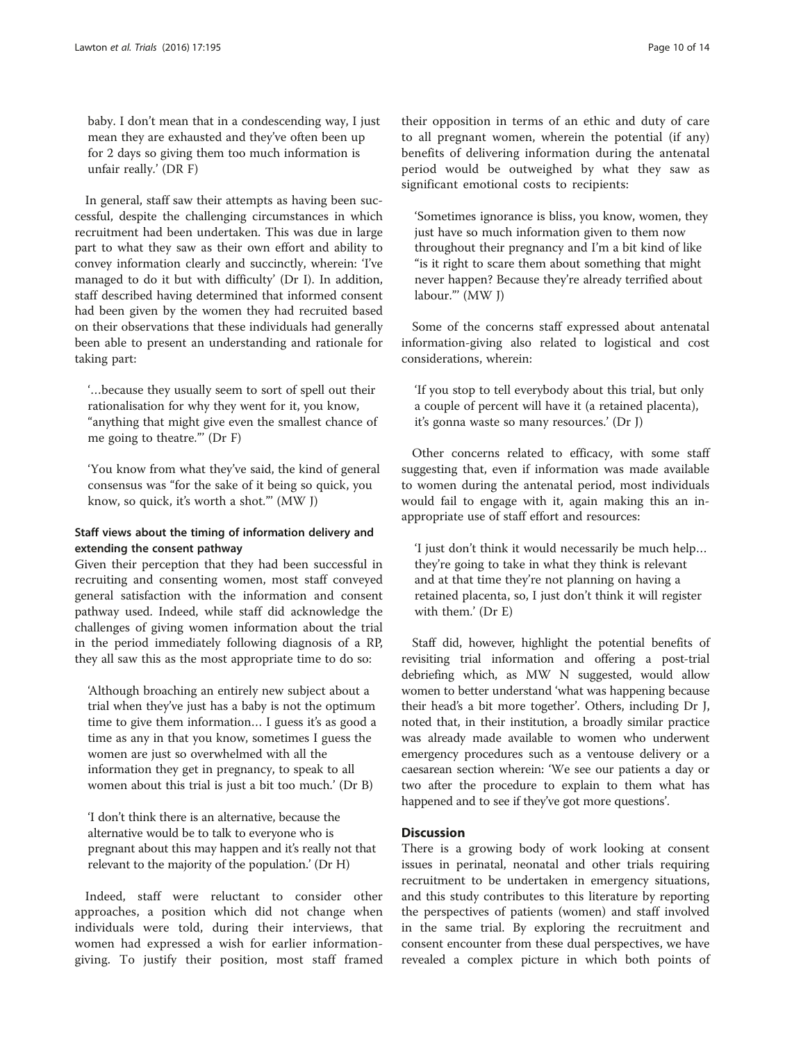baby. I don't mean that in a condescending way, I just mean they are exhausted and they've often been up for 2 days so giving them too much information is unfair really.' (DR F)

In general, staff saw their attempts as having been successful, despite the challenging circumstances in which recruitment had been undertaken. This was due in large part to what they saw as their own effort and ability to convey information clearly and succinctly, wherein: 'I've managed to do it but with difficulty' (Dr I). In addition, staff described having determined that informed consent had been given by the women they had recruited based on their observations that these individuals had generally been able to present an understanding and rationale for taking part:

> '…because they usually seem to sort of spell out their rationalisation for why they went for it, you know, "anything that might give even the smallest chance of me going to theatre."' (Dr F)

> 'You know from what they've said, the kind of general consensus was "for the sake of it being so quick, you know, so quick, it's worth a shot."' (MW J)

#### Staff views about the timing of information delivery and extending the consent pathway

Given their perception that they had been successful in recruiting and consenting women, most staff conveyed general satisfaction with the information and consent pathway used. Indeed, while staff did acknowledge the challenges of giving women information about the trial in the period immediately following diagnosis of a RP, they all saw this as the most appropriate time to do so:

> 'Although broaching an entirely new subject about a trial when they've just has a baby is not the optimum time to give them information… I guess it's as good a time as any in that you know, sometimes I guess the women are just so overwhelmed with all the information they get in pregnancy, to speak to all women about this trial is just a bit too much.' (Dr B)

> 'I don't think there is an alternative, because the alternative would be to talk to everyone who is pregnant about this may happen and it's really not that relevant to the majority of the population.' (Dr H)

Indeed, staff were reluctant to consider other approaches, a position which did not change when individuals were told, during their interviews, that women had expressed a wish for earlier information-giving. To justify their position, most staff framed their opposition in terms of an ethic and duty of care to all pregnant women, wherein the potential (if any) benefits of delivering information during the antenatal period would be outweighed by what they saw as significant emotional costs to recipients:

> 'Sometimes ignorance is bliss, you know, women, they just have so much information given to them now throughout their pregnancy and I'm a bit kind of like "is it right to scare them about something that might never happen? Because they're already terrified about labour."' (MW J)

Some of the concerns staff expressed about antenatal information-giving also related to logistical and cost considerations, wherein:

> 'If you stop to tell everybody about this trial, but only a couple of percent will have it (a retained placenta), it's gonna waste so many resources.' (Dr J)

Other concerns related to efficacy, with some staff suggesting that, even if information was made available to women during the antenatal period, most individuals would fail to engage with it, again making this an inappropriate use of staff effort and resources:

> 'I just don't think it would necessarily be much help… they're going to take in what they think is relevant and at that time they're not planning on having a retained placenta, so, I just don't think it will register with them.' (Dr E)

Staff did, however, highlight the potential benefits of revisiting trial information and offering a post-trial debriefing which, as MW N suggested, would allow women to better understand 'what was happening because their head's a bit more together'. Others, including Dr J, noted that, in their institution, a broadly similar practice was already made available to women who underwent emergency procedures such as a ventouse delivery or a caesarean section wherein: 'We see our patients a day or two after the procedure to explain to them what has happened and to see if they've got more questions'.

## Discussion

There is a growing body of work looking at consent issues in perinatal, neonatal and other trials requiring recruitment to be undertaken in emergency situations, and this study contributes to this literature by reporting the perspectives of patients (women) and staff involved in the same trial. By exploring the recruitment and consent encounter from these dual perspectives, we have revealed a complex picture in which both points of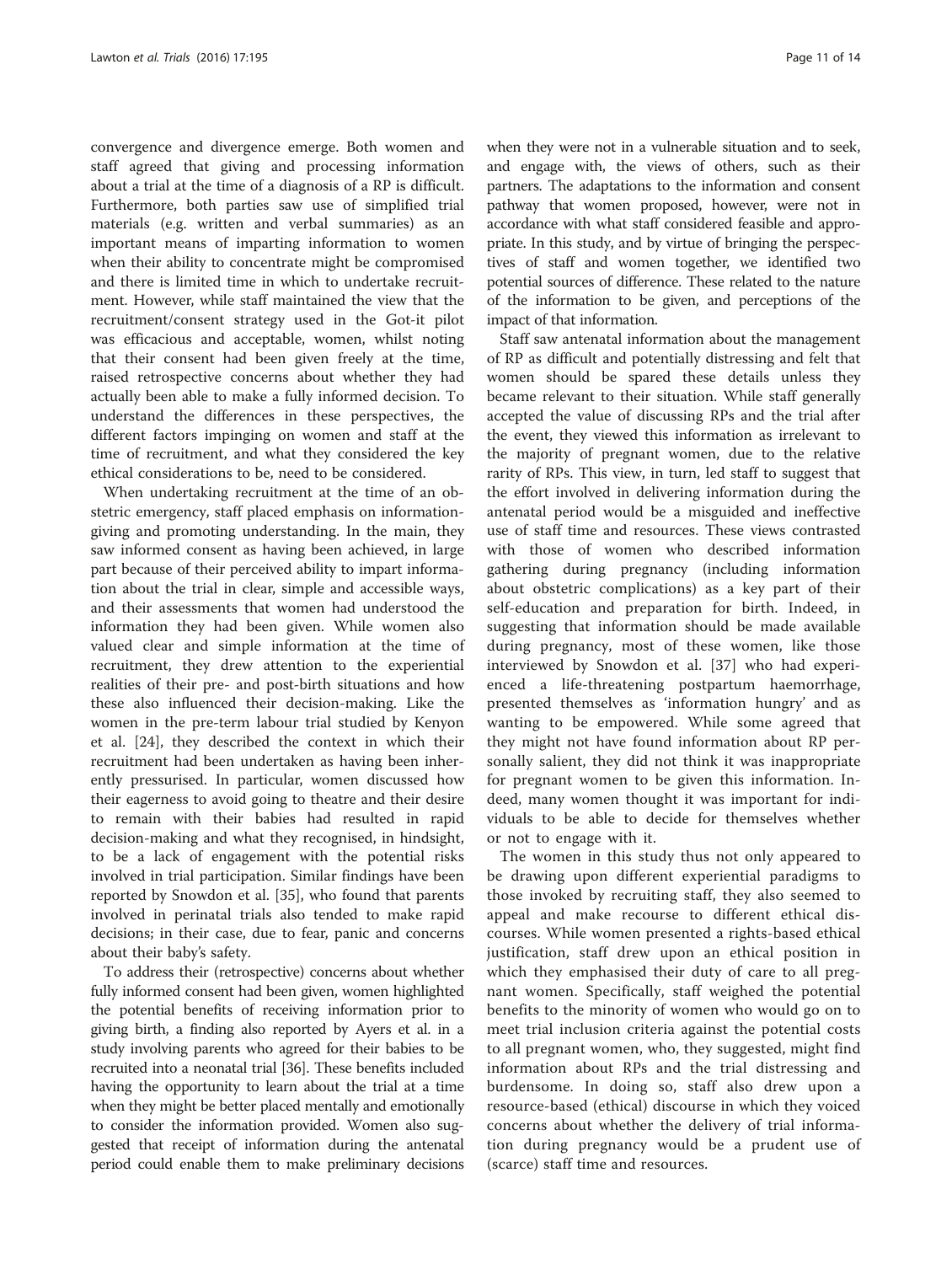convergence and divergence emerge. Both women and staff agreed that giving and processing information about a trial at the time of a diagnosis of a RP is difficult. Furthermore, both parties saw use of simplified trial materials (e.g. written and verbal summaries) as an important means of imparting information to women when their ability to concentrate might be compromised and there is limited time in which to undertake recruitment. However, while staff maintained the view that the recruitment/consent strategy used in the Got-it pilot was efficacious and acceptable, women, whilst noting that their consent had been given freely at the time, raised retrospective concerns about whether they had actually been able to make a fully informed decision. To understand the differences in these perspectives, the different factors impinging on women and staff at the time of recruitment, and what they considered the key ethical considerations to be, need to be considered.

When undertaking recruitment at the time of an obstetric emergency, staff placed emphasis on information-giving and promoting understanding. In the main, they saw informed consent as having been achieved, in large part because of their perceived ability to impart information about the trial in clear, simple and accessible ways, and their assessments that women had understood the information they had been given. While women also valued clear and simple information at the time of recruitment, they drew attention to the experiential realities of their pre- and post-birth situations and how these also influenced their decision-making. Like the women in the pre-term labour trial studied by Kenyon et al. [24], they described the context in which their recruitment had been undertaken as having been inherently pressurised. In particular, women discussed how their eagerness to avoid going to theatre and their desire to remain with their babies had resulted in rapid decision-making and what they recognised, in hindsight, to be a lack of engagement with the potential risks involved in trial participation. Similar findings have been reported by Snowdon et al. [35], who found that parents involved in perinatal trials also tended to make rapid decisions; in their case, due to fear, panic and concerns about their baby's safety.

To address their (retrospective) concerns about whether fully informed consent had been given, women highlighted the potential benefits of receiving information prior to giving birth, a finding also reported by Ayers et al. in a study involving parents who agreed for their babies to be recruited into a neonatal trial [36]. These benefits included having the opportunity to learn about the trial at a time when they might be better placed mentally and emotionally to consider the information provided. Women also suggested that receipt of information during the antenatal period could enable them to make preliminary decisions when they were not in a vulnerable situation and to seek, and engage with, the views of others, such as their partners. The adaptations to the information and consent pathway that women proposed, however, were not in accordance with what staff considered feasible and appropriate. In this study, and by virtue of bringing the perspectives of staff and women together, we identified two potential sources of difference. These related to the nature of the information to be given, and perceptions of the impact of that information.

Staff saw antenatal information about the management of RP as difficult and potentially distressing and felt that women should be spared these details unless they became relevant to their situation. While staff generally accepted the value of discussing RPs and the trial after the event, they viewed this information as irrelevant to the majority of pregnant women, due to the relative rarity of RPs. This view, in turn, led staff to suggest that the effort involved in delivering information during the antenatal period would be a misguided and ineffective use of staff time and resources. These views contrasted with those of women who described information gathering during pregnancy (including information about obstetric complications) as a key part of their self-education and preparation for birth. Indeed, in suggesting that information should be made available during pregnancy, most of these women, like those interviewed by Snowdon et al. [37] who had experienced a life-threatening postpartum haemorrhage, presented themselves as 'information hungry' and as wanting to be empowered. While some agreed that they might not have found information about RP personally salient, they did not think it was inappropriate for pregnant women to be given this information. Indeed, many women thought it was important for individuals to be able to decide for themselves whether or not to engage with it.

The women in this study thus not only appeared to be drawing upon different experiential paradigms to those invoked by recruiting staff, they also seemed to appeal and make recourse to different ethical discourses. While women presented a rights-based ethical justification, staff drew upon an ethical position in which they emphasised their duty of care to all pregnant women. Specifically, staff weighed the potential benefits to the minority of women who would go on to meet trial inclusion criteria against the potential costs to all pregnant women, who, they suggested, might find information about RPs and the trial distressing and burdensome. In doing so, staff also drew upon a resource-based (ethical) discourse in which they voiced concerns about whether the delivery of trial information during pregnancy would be a prudent use of (scarce) staff time and resources.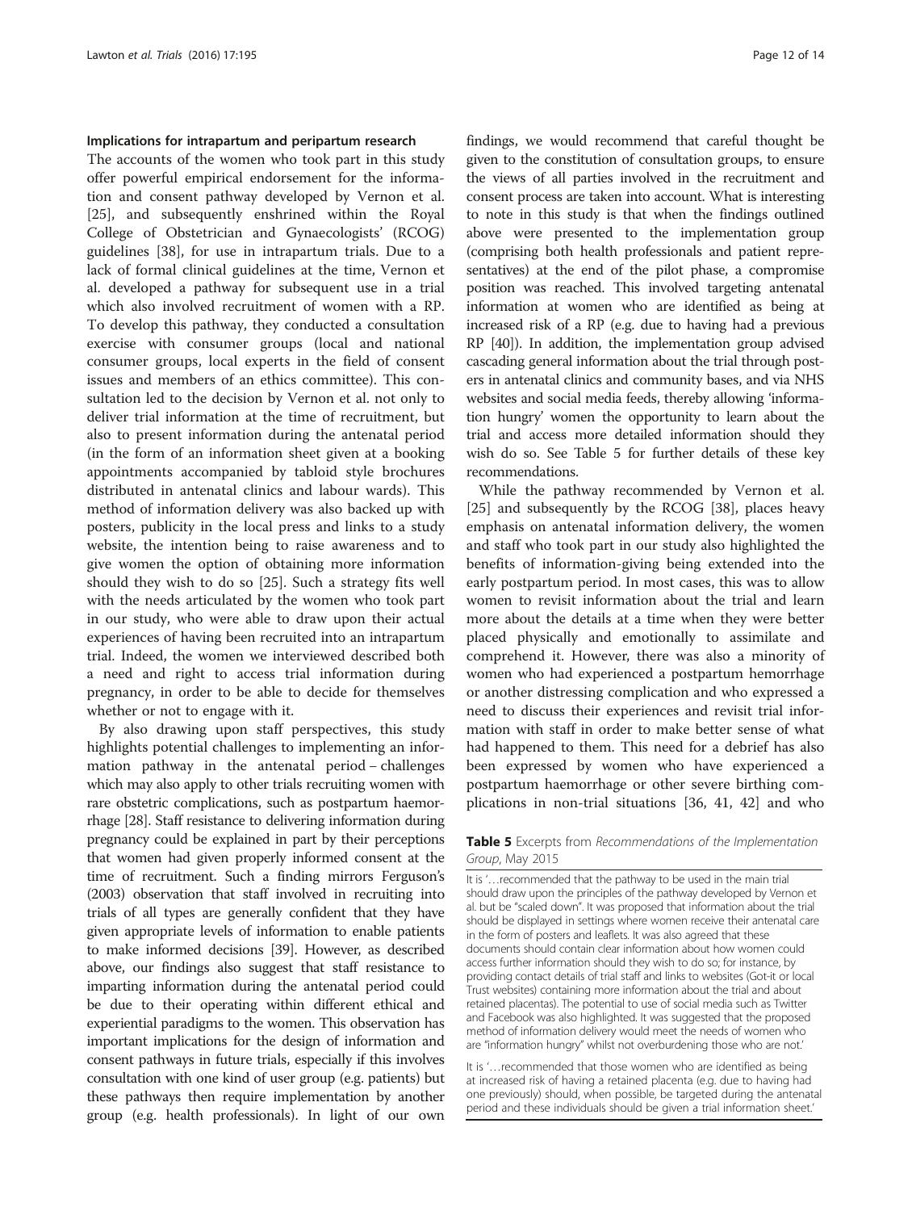#### Implications for intrapartum and peripartum research

The accounts of the women who took part in this study offer powerful empirical endorsement for the information and consent pathway developed by Vernon et al. [25], and subsequently enshrined within the Royal College of Obstetrician and Gynaecologists' (RCOG) guidelines [38], for use in intrapartum trials. Due to a lack of formal clinical guidelines at the time, Vernon et al. developed a pathway for subsequent use in a trial which also involved recruitment of women with a RP. To develop this pathway, they conducted a consultation exercise with consumer groups (local and national consumer groups, local experts in the field of consent issues and members of an ethics committee). This consultation led to the decision by Vernon et al. not only to deliver trial information at the time of recruitment, but also to present information during the antenatal period (in the form of an information sheet given at a booking appointments accompanied by tabloid style brochures distributed in antenatal clinics and labour wards). This method of information delivery was also backed up with posters, publicity in the local press and links to a study website, the intention being to raise awareness and to give women the option of obtaining more information should they wish to do so [25]. Such a strategy fits well with the needs articulated by the women who took part in our study, who were able to draw upon their actual experiences of having been recruited into an intrapartum trial. Indeed, the women we interviewed described both a need and right to access trial information during pregnancy, in order to be able to decide for themselves whether or not to engage with it.

By also drawing upon staff perspectives, this study highlights potential challenges to implementing an information pathway in the antenatal period – challenges which may also apply to other trials recruiting women with rare obstetric complications, such as postpartum haemorrhage [28]. Staff resistance to delivering information during pregnancy could be explained in part by their perceptions that women had given properly informed consent at the time of recruitment. Such a finding mirrors Ferguson's (2003) observation that staff involved in recruiting into trials of all types are generally confident that they have given appropriate levels of information to enable patients to make informed decisions [39]. However, as described above, our findings also suggest that staff resistance to imparting information during the antenatal period could be due to their operating within different ethical and experiential paradigms to the women. This observation has important implications for the design of information and consent pathways in future trials, especially if this involves consultation with one kind of user group (e.g. patients) but these pathways then require implementation by another group (e.g. health professionals). In light of our own findings, we would recommend that careful thought be given to the constitution of consultation groups, to ensure the views of all parties involved in the recruitment and consent process are taken into account. What is interesting to note in this study is that when the findings outlined above were presented to the implementation group (comprising both health professionals and patient representatives) at the end of the pilot phase, a compromise position was reached. This involved targeting antenatal information at women who are identified as being at increased risk of a RP (e.g. due to having had a previous RP [40]). In addition, the implementation group advised cascading general information about the trial through posters in antenatal clinics and community bases, and via NHS websites and social media feeds, thereby allowing 'information hungry' women the opportunity to learn about the trial and access more detailed information should they wish do so. See Table 5 for further details of these key recommendations.

While the pathway recommended by Vernon et al. [25] and subsequently by the RCOG [38], places heavy emphasis on antenatal information delivery, the women and staff who took part in our study also highlighted the benefits of information-giving being extended into the early postpartum period. In most cases, this was to allow women to revisit information about the trial and learn more about the details at a time when they were better placed physically and emotionally to assimilate and comprehend it. However, there was also a minority of women who had experienced a postpartum hemorrhage or another distressing complication and who expressed a need to discuss their experiences and revisit trial information with staff in order to make better sense of what had happened to them. This need for a debrief has also been expressed by women who have experienced a postpartum haemorrhage or other severe birthing complications in non-trial situations [36, 41, 42] and who

**Table 5** Excerpts from *Recommendations of the Implementation Group*, May 2015

| |
|---|
| It is '…recommended that the pathway to be used in the main trial should draw upon the principles of the pathway developed by Vernon et al. but be "scaled down". It was proposed that information about the trial should be displayed in settings where women receive their antenatal care in the form of posters and leaflets. It was also agreed that these documents should contain clear information about how women could access further information should they wish to do so; for instance, by providing contact details of trial staff and links to websites (Got-it or local Trust websites) containing more information about the trial and about retained placentas). The potential to use of social media such as Twitter and Facebook was also highlighted. It was suggested that the proposed method of information delivery would meet the needs of women who are "information hungry" whilst not overburdening those who are not.' |
| It is '…recommended that those women who are identified as being at increased risk of having a retained placenta (e.g. due to having had one previously) should, when possible, be targeted during the antenatal period and these individuals should be given a trial information sheet.' |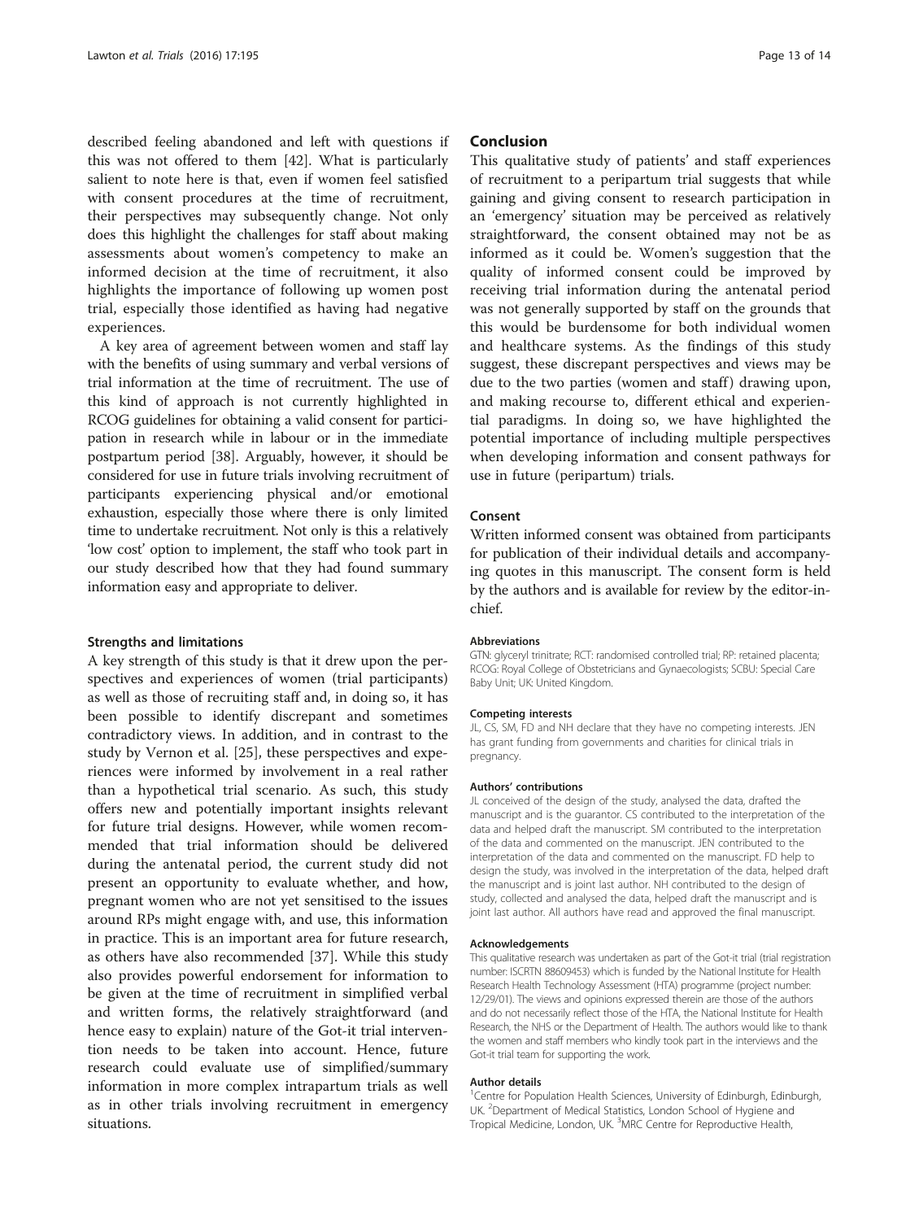described feeling abandoned and left with questions if this was not offered to them [42]. What is particularly salient to note here is that, even if women feel satisfied with consent procedures at the time of recruitment, their perspectives may subsequently change. Not only does this highlight the challenges for staff about making assessments about women's competency to make an informed decision at the time of recruitment, it also highlights the importance of following up women post trial, especially those identified as having had negative experiences.

A key area of agreement between women and staff lay with the benefits of using summary and verbal versions of trial information at the time of recruitment. The use of this kind of approach is not currently highlighted in RCOG guidelines for obtaining a valid consent for participation in research while in labour or in the immediate postpartum period [38]. Arguably, however, it should be considered for use in future trials involving recruitment of participants experiencing physical and/or emotional exhaustion, especially those where there is only limited time to undertake recruitment. Not only is this a relatively 'low cost' option to implement, the staff who took part in our study described how that they had found summary information easy and appropriate to deliver.

### Strengths and limitations

A key strength of this study is that it drew upon the perspectives and experiences of women (trial participants) as well as those of recruiting staff and, in doing so, it has been possible to identify discrepant and sometimes contradictory views. In addition, and in contrast to the study by Vernon et al. [25], these perspectives and experiences were informed by involvement in a real rather than a hypothetical trial scenario. As such, this study offers new and potentially important insights relevant for future trial designs. However, while women recommended that trial information should be delivered during the antenatal period, the current study did not present an opportunity to evaluate whether, and how, pregnant women who are not yet sensitised to the issues around RPs might engage with, and use, this information in practice. This is an important area for future research, as others have also recommended [37]. While this study also provides powerful endorsement for information to be given at the time of recruitment in simplified verbal and written forms, the relatively straightforward (and hence easy to explain) nature of the Got-it trial intervention needs to be taken into account. Hence, future research could evaluate use of simplified/summary information in more complex intrapartum trials as well as in other trials involving recruitment in emergency situations.

## Conclusion

This qualitative study of patients' and staff experiences of recruitment to a peripartum trial suggests that while gaining and giving consent to research participation in an 'emergency' situation may be perceived as relatively straightforward, the consent obtained may not be as informed as it could be. Women's suggestion that the quality of informed consent could be improved by receiving trial information during the antenatal period was not generally supported by staff on the grounds that this would be burdensome for both individual women and healthcare systems. As the findings of this study suggest, these discrepant perspectives and views may be due to the two parties (women and staff) drawing upon, and making recourse to, different ethical and experiential paradigms. In doing so, we have highlighted the potential importance of including multiple perspectives when developing information and consent pathways for use in future (peripartum) trials.

### Consent

Written informed consent was obtained from participants for publication of their individual details and accompanying quotes in this manuscript. The consent form is held by the authors and is available for review by the editor-in-chief.

#### Abbreviations

GTN: glyceryl trinitrate; RCT: randomised controlled trial; RP: retained placenta; RCOG: Royal College of Obstetricians and Gynaecologists; SCBU: Special Care Baby Unit; UK: United Kingdom.

#### Competing interests

JL, CS, SM, FD and NH declare that they have no competing interests. JEN has grant funding from governments and charities for clinical trials in pregnancy.

#### Authors' contributions

JL conceived of the design of the study, analysed the data, drafted the manuscript and is the guarantor. CS contributed to the interpretation of the data and helped draft the manuscript. SM contributed to the interpretation of the data and commented on the manuscript. JEN contributed to the interpretation of the data and commented on the manuscript. FD help to design the study, was involved in the interpretation of the data, helped draft the manuscript and is joint last author. NH contributed to the design of study, collected and analysed the data, helped draft the manuscript and is joint last author. All authors have read and approved the final manuscript.

#### Acknowledgements

This qualitative research was undertaken as part of the Got-it trial (trial registration number: ISCRTN 88609453) which is funded by the National Institute for Health Research Health Technology Assessment (HTA) programme (project number: 12/29/01). The views and opinions expressed therein are those of the authors and do not necessarily reflect those of the HTA, the National Institute for Health Research, the NHS or the Department of Health. The authors would like to thank the women and staff members who kindly took part in the interviews and the Got-it trial team for supporting the work.

#### Author details

[1]Centre for Population Health Sciences, University of Edinburgh, Edinburgh, UK. [2]Department of Medical Statistics, London School of Hygiene and Tropical Medicine, London, UK. [3]MRC Centre for Reproductive Health,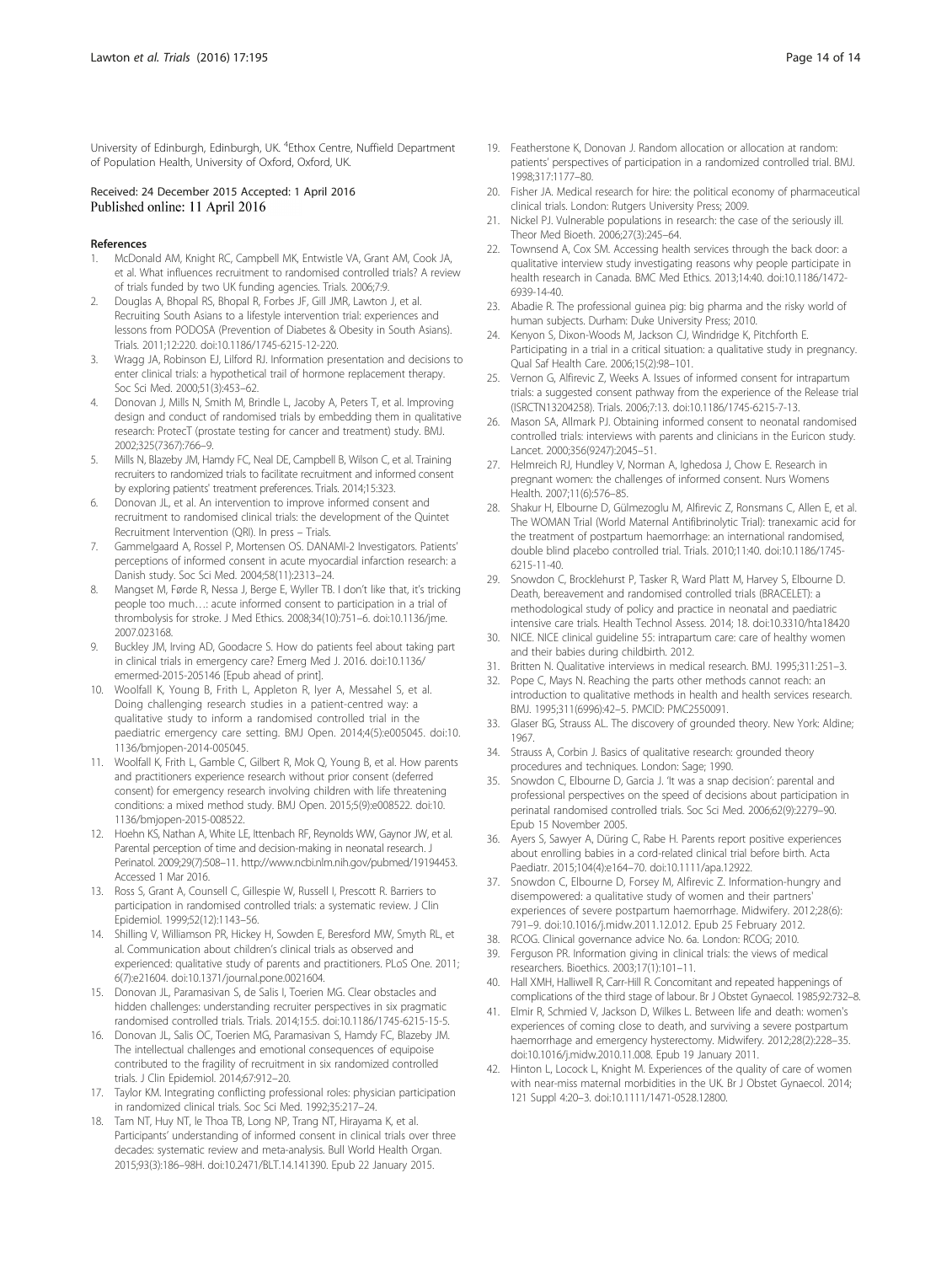University of Edinburgh, Edinburgh, UK. [4]Ethox Centre, Nuffield Department of Population Health, University of Oxford, Oxford, UK.

Received: 24 December 2015 Accepted: 1 April 2016
Published online: 11 April 2016

## References

1. McDonald AM, Knight RC, Campbell MK, Entwistle VA, Grant AM, Cook JA, et al. What influences recruitment to randomised controlled trials? A review of trials funded by two UK funding agencies. Trials. 2006;7:9.
2. Douglas A, Bhopal RS, Bhopal R, Forbes JF, Gill JMR, Lawton J, et al. Recruiting South Asians to a lifestyle intervention trial: experiences and lessons from PODOSA (Prevention of Diabetes & Obesity in South Asians). Trials. 2011;12:220. doi:10.1186/1745-6215-12-220.
3. Wragg JA, Robinson EJ, Lilford RJ. Information presentation and decisions to enter clinical trials: a hypothetical trail of hormone replacement therapy. Soc Sci Med. 2000;51(3):453–62.
4. Donovan J, Mills N, Smith M, Brindle L, Jacoby A, Peters T, et al. Improving design and conduct of randomised trials by embedding them in qualitative research: ProtecT (prostate testing for cancer and treatment) study. BMJ. 2002;325(7367):766–9.
5. Mills N, Blazeby JM, Hamdy FC, Neal DE, Campbell B, Wilson C, et al. Training recruiters to randomized trials to facilitate recruitment and informed consent by exploring patients' treatment preferences. Trials. 2014;15:323.
6. Donovan JL, et al. An intervention to improve informed consent and recruitment to randomised clinical trials: the development of the Quintet Recruitment Intervention (QRI). In press – Trials.
7. Gammelgaard A, Rossel P, Mortensen OS. DANAMI-2 Investigators. Patients' perceptions of informed consent in acute myocardial infarction research: a Danish study. Soc Sci Med. 2004;58(11):2313–24.
8. Mangset M, Førde R, Nessa J, Berge E, Wyller TB. I don't like that, it's tricking people too much…: acute informed consent to participation in a trial of thrombolysis for stroke. J Med Ethics. 2008;34(10):751–6. doi:10.1136/jme.2007.023168.
9. Buckley JM, Irving AD, Goodacre S. How do patients feel about taking part in clinical trials in emergency care? Emerg Med J. 2016. doi:10.1136/emermed-2015-205146 [Epub ahead of print].
10. Woolfall K, Young B, Frith L, Appleton R, Iyer A, Messahel S, et al. Doing challenging research studies in a patient-centred way: a qualitative study to inform a randomised controlled trial in the paediatric emergency care setting. BMJ Open. 2014;4(5):e005045. doi:10.1136/bmjopen-2014-005045.
11. Woolfall K, Frith L, Gamble C, Gilbert R, Mok Q, Young B, et al. How parents and practitioners experience research without prior consent (deferred consent) for emergency research involving children with life threatening conditions: a mixed method study. BMJ Open. 2015;5(9):e008522. doi:10.1136/bmjopen-2015-008522.
12. Hoehn KS, Nathan A, White LE, Ittenbach RF, Reynolds WW, Gaynor JW, et al. Parental perception of time and decision-making in neonatal research. J Perinatol. 2009;29(7):508–11. http://www.ncbi.nlm.nih.gov/pubmed/19194453. Accessed 1 Mar 2016.
13. Ross S, Grant A, Counsell C, Gillespie W, Russell I, Prescott R. Barriers to participation in randomised controlled trials: a systematic review. J Clin Epidemiol. 1999;52(12):1143–56.
14. Shilling V, Williamson PR, Hickey H, Sowden E, Beresford MW, Smyth RL, et al. Communication about children's clinical trials as observed and experienced: qualitative study of parents and practitioners. PLoS One. 2011;6(7):e21604. doi:10.1371/journal.pone.0021604.
15. Donovan JL, Paramasivan S, de Salis I, Toerien MG. Clear obstacles and hidden challenges: understanding recruiter perspectives in six pragmatic randomised controlled trials. Trials. 2014;15:5. doi:10.1186/1745-6215-15-5.
16. Donovan JL, Salis OC, Toerien MG, Paramasivan S, Hamdy FC, Blazeby JM. The intellectual challenges and emotional consequences of equipoise contributed to the fragility of recruitment in six randomized controlled trials. J Clin Epidemiol. 2014;67:912–20.
17. Taylor KM. Integrating conflicting professional roles: physician participation in randomized clinical trials. Soc Sci Med. 1992;35:217–24.
18. Tam NT, Huy NT, le Thoa TB, Long NP, Trang NT, Hirayama K, et al. Participants' understanding of informed consent in clinical trials over three decades: systematic review and meta-analysis. Bull World Health Organ. 2015;93(3):186–98H. doi:10.2471/BLT.14.141390. Epub 22 January 2015.
19. Featherstone K, Donovan J. Random allocation or allocation at random: patients' perspectives of participation in a randomized controlled trial. BMJ. 1998;317:1177–80.
20. Fisher JA. Medical research for hire: the political economy of pharmaceutical clinical trials. London: Rutgers University Press; 2009.
21. Nickel PJ. Vulnerable populations in research: the case of the seriously ill. Theor Med Bioeth. 2006;27(3):245–64.
22. Townsend A, Cox SM. Accessing health services through the back door: a qualitative interview study investigating reasons why people participate in health research in Canada. BMC Med Ethics. 2013;14:40. doi:10.1186/1472-6939-14-40.
23. Abadie R. The professional guinea pig: big pharma and the risky world of human subjects. Durham: Duke University Press; 2010.
24. Kenyon S, Dixon-Woods M, Jackson CJ, Windridge K, Pitchforth E. Participating in a trial in a critical situation: a qualitative study in pregnancy. Qual Saf Health Care. 2006;15(2):98–101.
25. Vernon G, Alfirevic Z, Weeks A. Issues of informed consent for intrapartum trials: a suggested consent pathway from the experience of the Release trial (ISRCTN13204258). Trials. 2006;7:13. doi:10.1186/1745-6215-7-13.
26. Mason SA, Allmark PJ. Obtaining informed consent to neonatal randomised controlled trials: interviews with parents and clinicians in the Euricon study. Lancet. 2000;356(9247):2045–51.
27. Helmreich RJ, Hundley V, Norman A, Ighedosa J, Chow E. Research in pregnant women: the challenges of informed consent. Nurs Womens Health. 2007;11(6):576–85.
28. Shakur H, Elbourne D, Gülmezoglu M, Alfirevic Z, Ronsmans C, Allen E, et al. The WOMAN Trial (World Maternal Antifibrinolytic Trial): tranexamic acid for the treatment of postpartum haemorrhage: an international randomised, double blind placebo controlled trial. Trials. 2010;11:40. doi:10.1186/1745-6215-11-40.
29. Snowdon C, Brocklehurst P, Tasker R, Ward Platt M, Harvey S, Elbourne D. Death, bereavement and randomised controlled trials (BRACELET): a methodological study of policy and practice in neonatal and paediatric intensive care trials. Health Technol Assess. 2014; 18. doi:10.3310/hta18420
30. NICE. NICE clinical guideline 55: intrapartum care: care of healthy women and their babies during childbirth. 2012.
31. Britten N. Qualitative interviews in medical research. BMJ. 1995;311:251–3.
32. Pope C, Mays N. Reaching the parts other methods cannot reach: an introduction to qualitative methods in health and health services research. BMJ. 1995;311(6996):42–5. PMCID: PMC2550091.
33. Glaser BG, Strauss AL. The discovery of grounded theory. New York: Aldine; 1967.
34. Strauss A, Corbin J. Basics of qualitative research: grounded theory procedures and techniques. London: Sage; 1990.
35. Snowdon C, Elbourne D, Garcia J. 'It was a snap decision': parental and professional perspectives on the speed of decisions about participation in perinatal randomised controlled trials. Soc Sci Med. 2006;62(9):2279–90. Epub 15 November 2005.
36. Ayers S, Sawyer A, Düring C, Rabe H. Parents report positive experiences about enrolling babies in a cord-related clinical trial before birth. Acta Paediatr. 2015;104(4):e164–70. doi:10.1111/apa.12922.
37. Snowdon C, Elbourne D, Forsey M, Alfirevic Z. Information-hungry and disempowered: a qualitative study of women and their partners' experiences of severe postpartum haemorrhage. Midwifery. 2012;28(6):791–9. doi:10.1016/j.midw.2011.12.012. Epub 25 February 2012.
38. RCOG. Clinical governance advice No. 6a. London: RCOG; 2010.
39. Ferguson PR. Information giving in clinical trials: the views of medical researchers. Bioethics. 2003;17(1):101–11.
40. Hall XMH, Halliwell R, Carr-Hill R. Concomitant and repeated happenings of complications of the third stage of labour. Br J Obstet Gynaecol. 1985;92:732–8.
41. Elmir R, Schmied V, Jackson D, Wilkes L. Between life and death: women's experiences of coming close to death, and surviving a severe postpartum haemorrhage and emergency hysterectomy. Midwifery. 2012;28(2):228–35. doi:10.1016/j.midw.2010.11.008. Epub 19 January 2011.
42. Hinton L, Locock L, Knight M. Experiences of the quality of care of women with near-miss maternal morbidities in the UK. Br J Obstet Gynaecol. 2014; 121 Suppl 4:20–3. doi:10.1111/1471-0528.12800.